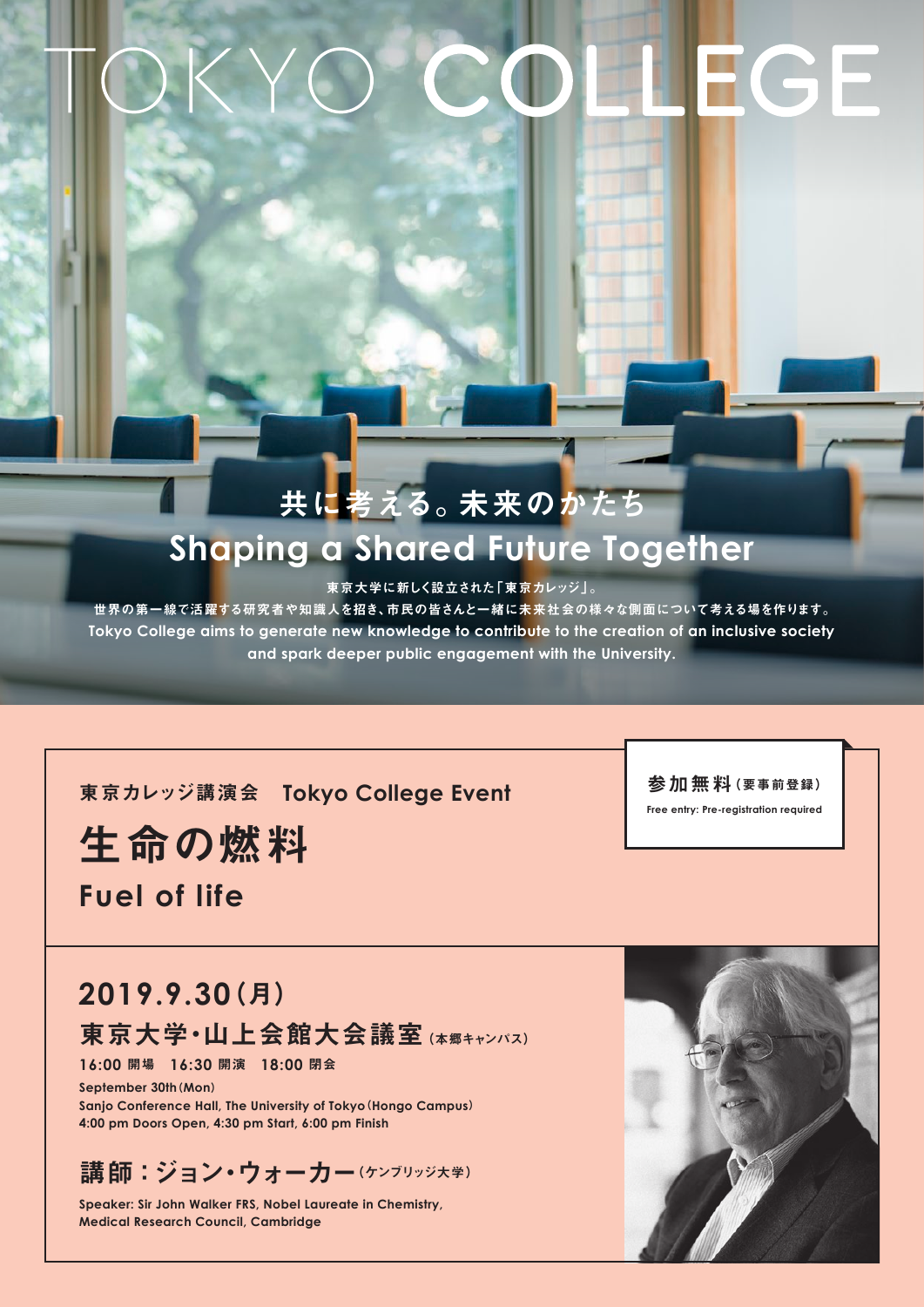# TOKYO COLLEGE

## 共に考える。未来のかたち
## Shaping a Shared Future Together

東京大学に新しく設立された「東京カレッジ」。
世界の第一線で活躍する研究者や知識人を招き、市民の皆さんと一緒に未来社会の様々な側面について考える場を作ります。
Tokyo College aims to generate new knowledge to contribute to the creation of an inclusive society and spark deeper public engagement with the University.

東京カレッジ講演会　Tokyo College Event

**参加無料（要事前登録）**
Free entry: Pre-registration required

# 生命の燃料
# Fuel of life

## 2019.9.30（月）
## 東京大学・山上会館大会議室（本郷キャンパス）

**16:00 開場　16:30 開演　18:00 閉会**

September 30th（Mon）
Sanjo Conference Hall, The University of Tokyo（Hongo Campus）
4:00 pm Doors Open, 4:30 pm Start, 6:00 pm Finish

## 講師：ジョン・ウォーカー（ケンブリッジ大学）

Speaker: Sir John Walker FRS, Nobel Laureate in Chemistry,
Medical Research Council, Cambridge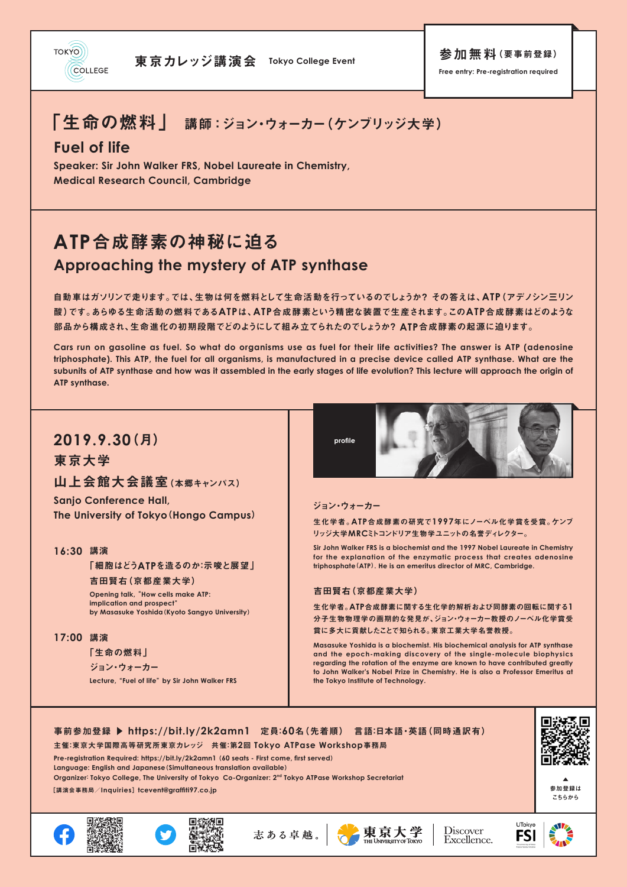TOKYO COLLEGE

東京カレッジ講演会　Tokyo College Event

**参加無料（要事前登録）**

Free entry: Pre-registration required

# 「生命の燃料」　講師：ジョン・ウォーカー（ケンブリッジ大学）

## Fuel of life

**Speaker: Sir John Walker FRS, Nobel Laureate in Chemistry, Medical Research Council, Cambridge**

## ATP合成酵素の神秘に迫る

## Approaching the mystery of ATP synthase

自動車はガソリンで走ります。では、生物は何を燃料として生命活動を行っているのでしょうか？ その答えは、ATP（アデノシン三リン酸）です。あらゆる生命活動の燃料であるATPは、ATP合成酵素という精密な装置で生産されます。このATP合成酵素はどのような部品から構成され、生命進化の初期段階でどのようにして組み立てられたのでしょうか？ ATP合成酵素の起源に迫ります。

Cars run on gasoline as fuel. So what do organisms use as fuel for their life activities? The answer is ATP (adenosine triphosphate). This ATP, the fuel for all organisms, is manufactured in a precise device called ATP synthase. What are the subunits of ATP synthase and how was it assembled in the early stages of life evolution? This lecture will approach the origin of ATP synthase.

**2019.9.30（月）**

**東京大学**

**山上会館大会議室（本郷キャンパス）**

**Sanjo Conference Hall, The University of Tokyo（Hongo Campus）**

**16:30　講演**

「細胞はどうATPを造るのか：示唆と展望」

吉田賢右（京都産業大学）

Opening talk, "How cells make ATP: implication and prospect" by Masasuke Yoshida（Kyoto Sangyo University）

**17:00　講演**

「生命の燃料」

ジョン・ウォーカー

Lecture, "Fuel of life" by Sir John Walker FRS

profile

**ジョン・ウォーカー**

生化学者。ATP合成酵素の研究で1997年にノーベル化学賞を受賞。ケンブリッジ大学MRCミトコンドリア生物学ユニットの名誉ディレクター。

Sir John Walker FRS is a biochemist and the 1997 Nobel Laureate in Chemistry for the explanation of the enzymatic process that creates adenosine triphosphate（ATP）. He is an emeritus director of MRC, Cambridge.

**吉田賢右（京都産業大学）**

生化学者。ATP合成酵素に関する生化学的解析および同酵素の回転に関する1分子生物物理学の画期的な発見が、ジョン・ウォーカー教授のノーベル化学賞受賞に多大に貢献したことで知られる。東京工業大学名誉教授。

Masasuke Yoshida is a biochemist. His biochemical analysis for ATP synthase and the epoch-making discovery of the single-molecule biophysics regarding the rotation of the enzyme are known to have contributed greatly to John Walker's Nobel Prize in Chemistry. He is also a Professor Emeritus at the Tokyo Institute of Technology.

**事前参加登録 ▶ https://bit.ly/2k2amn1　定員：60名（先着順）　言語：日本語・英語（同時通訳有）**

主催：東京大学国際高等研究所東京カレッジ　共催：第2回 Tokyo ATPase Workshop事務局

Pre-registration Required: https://bit.ly/2k2amn1（60 seats - First come, first served）

Language: English and Japanese（Simultaneous translation available）

Organizer: Tokyo College, The University of Tokyo　Co-Organizer: 2nd Tokyo ATPase Workshop Secretariat

［講演会事務局／Inquiries］tcevent@graffiti97.co.jp

参加登録はこちらから

志ある卓越。　東京大学 THE UNIVERSITY OF TOKYO　Discover Excellence.　UTokyo FSI